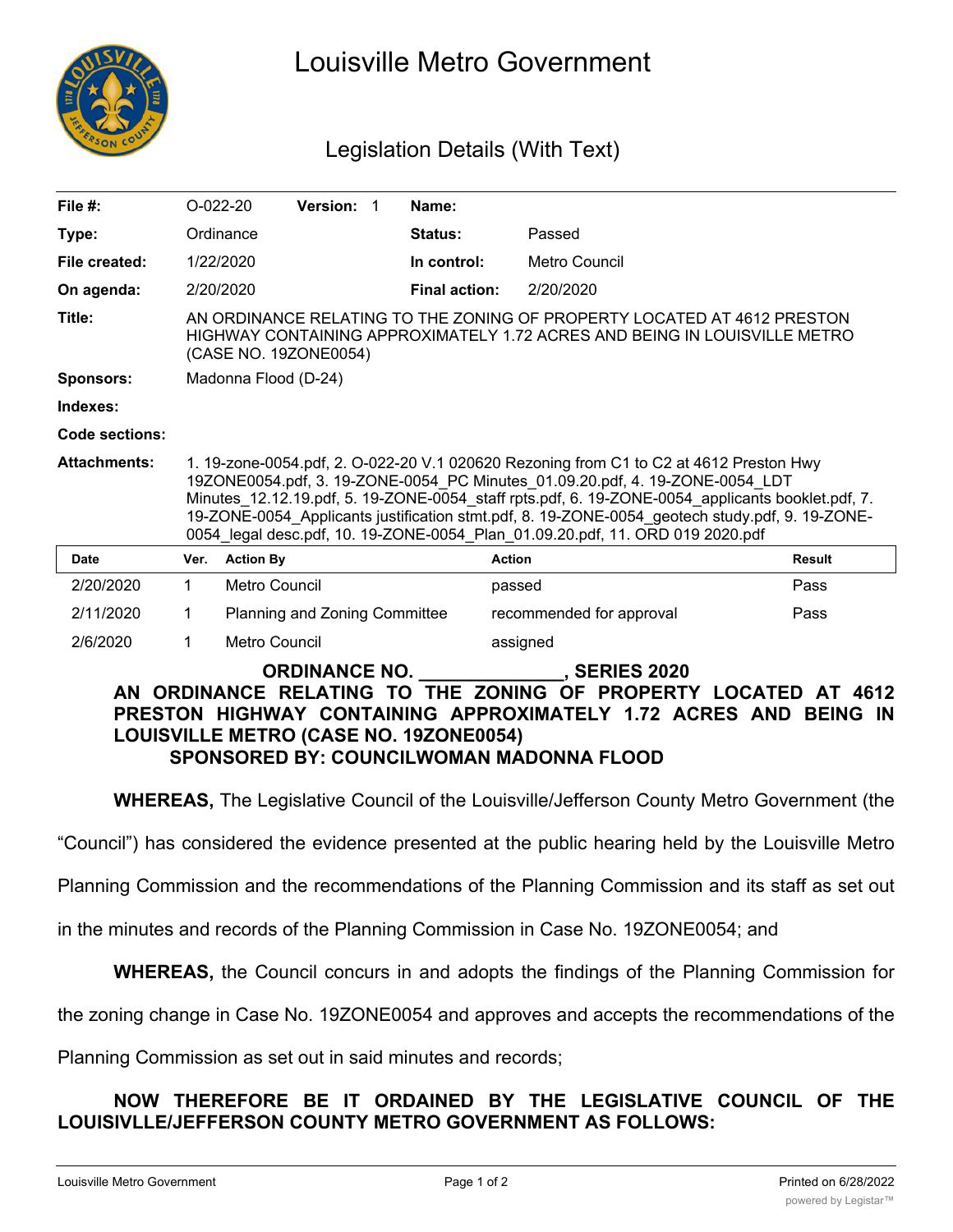# Louisville Metro Government

## Legislation Details (With Text)

| | | | | | |
|---|---|---|---|---|---|
| **File #:** | O-022-20 | **Version:** 1 | | **Name:** | |
| **Type:** | Ordinance | | | **Status:** | Passed |
| **File created:** | 1/22/2020 | | | **In control:** | Metro Council |
| **On agenda:** | 2/20/2020 | | | **Final action:** | 2/20/2020 |

**Title:** AN ORDINANCE RELATING TO THE ZONING OF PROPERTY LOCATED AT 4612 PRESTON HIGHWAY CONTAINING APPROXIMATELY 1.72 ACRES AND BEING IN LOUISVILLE METRO (CASE NO. 19ZONE0054)

**Sponsors:** Madonna Flood (D-24)

**Indexes:**

**Code sections:**

**Attachments:** 1. 19-zone-0054.pdf, 2. O-022-20 V.1 020620 Rezoning from C1 to C2 at 4612 Preston Hwy 19ZONE0054.pdf, 3. 19-ZONE-0054_PC Minutes_01.09.20.pdf, 4. 19-ZONE-0054_LDT Minutes_12.12.19.pdf, 5. 19-ZONE-0054_staff rpts.pdf, 6. 19-ZONE-0054_applicants booklet.pdf, 7. 19-ZONE-0054_Applicants justification stmt.pdf, 8. 19-ZONE-0054_geotech study.pdf, 9. 19-ZONE-0054_legal desc.pdf, 10. 19-ZONE-0054_Plan_01.09.20.pdf, 11. ORD 019 2020.pdf

| Date | Ver. | Action By | Action | Result |
|---|---|---|---|---|
| 2/20/2020 | 1 | Metro Council | passed | Pass |
| 2/11/2020 | 1 | Planning and Zoning Committee | recommended for approval | Pass |
| 2/6/2020 | 1 | Metro Council | assigned | |

**ORDINANCE NO. _____________, SERIES 2020**

**AN ORDINANCE RELATING TO THE ZONING OF PROPERTY LOCATED AT 4612 PRESTON HIGHWAY CONTAINING APPROXIMATELY 1.72 ACRES AND BEING IN LOUISVILLE METRO (CASE NO. 19ZONE0054)**

**SPONSORED BY: COUNCILWOMAN MADONNA FLOOD**

**WHEREAS,** The Legislative Council of the Louisville/Jefferson County Metro Government (the "Council") has considered the evidence presented at the public hearing held by the Louisville Metro Planning Commission and the recommendations of the Planning Commission and its staff as set out in the minutes and records of the Planning Commission in Case No. 19ZONE0054; and

**WHEREAS,** the Council concurs in and adopts the findings of the Planning Commission for the zoning change in Case No. 19ZONE0054 and approves and accepts the recommendations of the Planning Commission as set out in said minutes and records;

**NOW THEREFORE BE IT ORDAINED BY THE LEGISLATIVE COUNCIL OF THE LOUISIVLLE/JEFFERSON COUNTY METRO GOVERNMENT AS FOLLOWS:**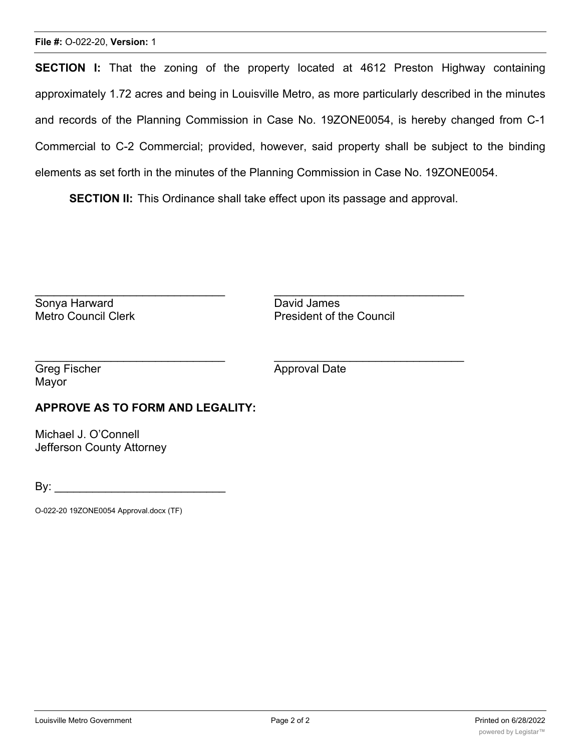**SECTION I:** That the zoning of the property located at 4612 Preston Highway containing approximately 1.72 acres and being in Louisville Metro, as more particularly described in the minutes and records of the Planning Commission in Case No. 19ZONE0054, is hereby changed from C-1 Commercial to C-2 Commercial; provided, however, said property shall be subject to the binding elements as set forth in the minutes of the Planning Commission in Case No. 19ZONE0054.

**SECTION II:** This Ordinance shall take effect upon its passage and approval.

| | |
|---|---|
| _______________________________ | _______________________________ |
| Sonya Harward<br>Metro Council Clerk | David James<br>President of the Council |
| _______________________________ | _______________________________ |
| Greg Fischer<br>Mayor | Approval Date |

**APPROVE AS TO FORM AND LEGALITY:**

Michael J. O'Connell
Jefferson County Attorney

By: ___________________________

O-022-20 19ZONE0054 Approval.docx (TF)